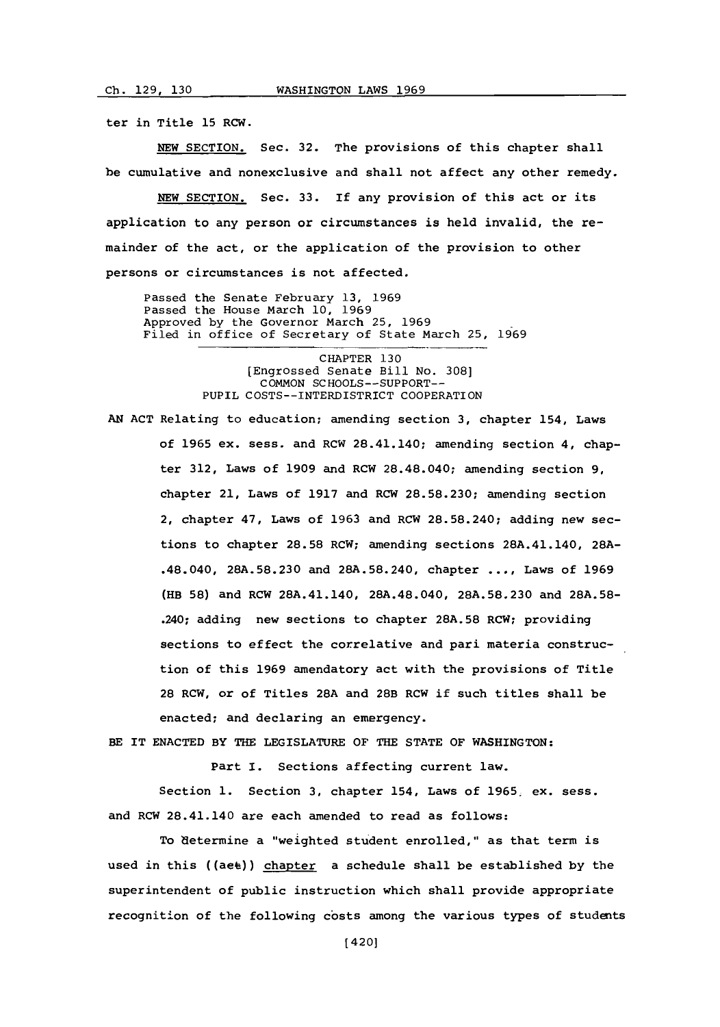ter in Title 15 RCW.

NEW SECTION. Sec. 32. The provisions of this chapter shall be cumulative and nonexclusive and shall not affect any other remedy.

NEW SECTION. Sec. 33. If any provision of this act or its application to any person or circumstances is held invalid, the remainder of the act, or the application of the provision to other persons or circumstances is not affected.

Passed the Senate February 13, 1969
Passed the House March 10, 1969
Approved by the Governor March 25, 1969
Filed in office of Secretary of State March 25, 1969

---

CHAPTER 130
[Engrossed Senate Bill No. 308]
COMMON SCHOOLS--SUPPORT--
PUPIL COSTS--INTERDISTRICT COOPERATION

AN ACT Relating to education; amending section 3, chapter 154, Laws of 1965 ex. sess. and RCW 28.41.140; amending section 4, chapter 312, Laws of 1909 and RCW 28.48.040; amending section 9, chapter 21, Laws of 1917 and RCW 28.58.230; amending section 2, chapter 47, Laws of 1963 and RCW 28.58.240; adding new sections to chapter 28.58 RCW; amending sections 28A.41.140, 28A-.48.040, 28A.58.230 and 28A.58.240, chapter ...., Laws of 1969 (HB 58) and RCW 28A.41.140, 28A.48.040, 28A.58.230 and 28A.58-.240; adding new sections to chapter 28A.58 RCW; providing sections to effect the correlative and pari materia construction of this 1969 amendatory act with the provisions of Title 28 RCW, or of Titles 28A and 28B RCW if such titles shall be enacted; and declaring an emergency.

BE IT ENACTED BY THE LEGISLATURE OF THE STATE OF WASHINGTON:

Part I. Sections affecting current law.

Section 1. Section 3, chapter 154, Laws of 1965 ex. sess. and RCW 28.41.140 are each amended to read as follows:

To determine a "weighted student enrolled," as that term is used in this ((act)) chapter a schedule shall be established by the superintendent of public instruction which shall provide appropriate recognition of the following costs among the various types of students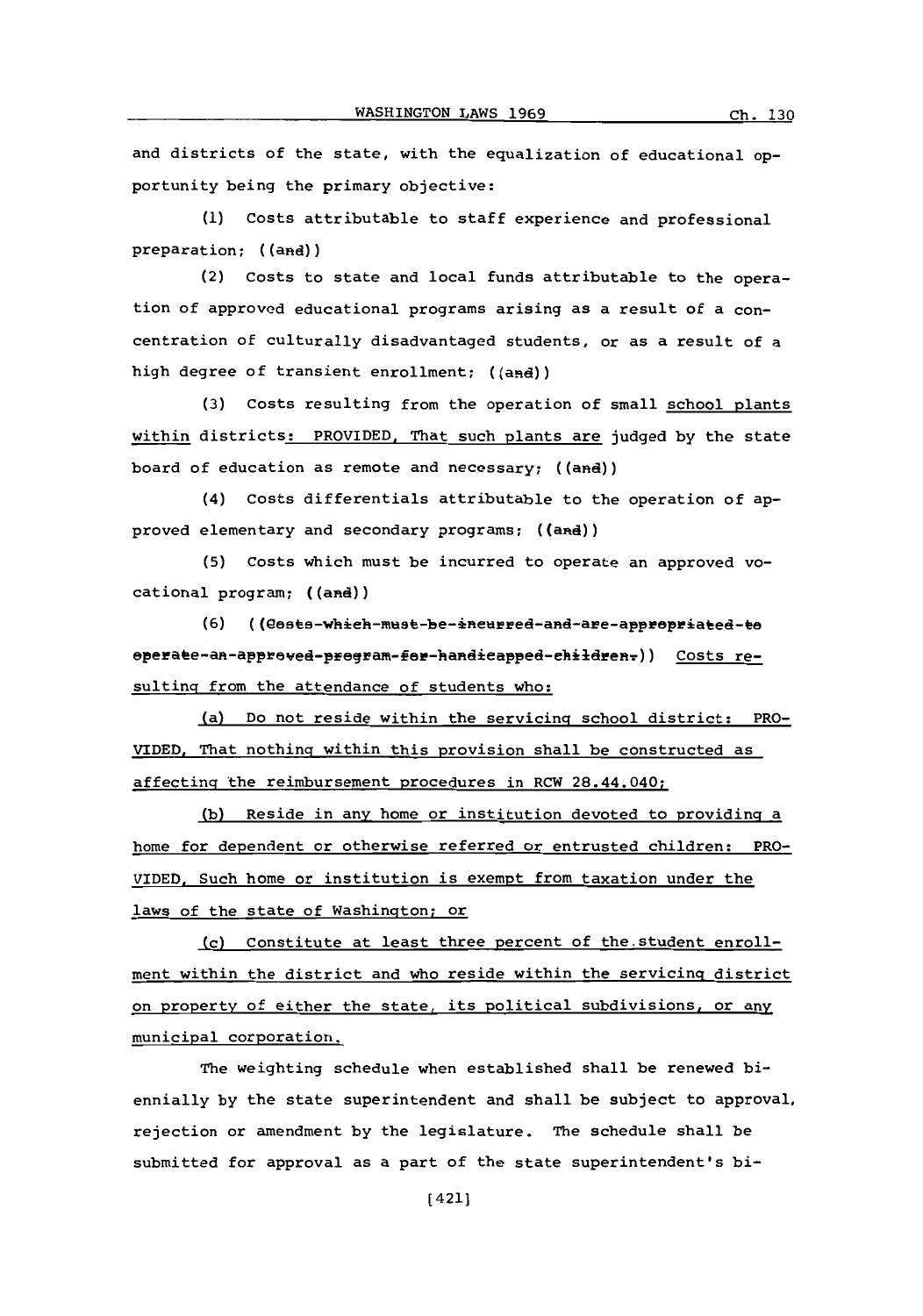and districts of the state, with the equalization of educational opportunity being the primary objective:

(1) Costs attributable to staff experience and professional preparation; ((and))

(2) Costs to state and local funds attributable to the operation of approved educational programs arising as a result of a concentration of culturally disadvantaged students, or as a result of a high degree of transient enrollment; ((and))

(3) Costs resulting from the operation of small school plants within districts: PROVIDED, That such plants are judged by the state board of education as remote and necessary; ((and))

(4) Costs differentials attributable to the operation of approved elementary and secondary programs; ((and))

(5) Costs which must be incurred to operate an approved vocational program; ((and))

(6) ((~~Costs which must be incurred and are appropriated to operate an approved program for handicapped children.~~)) Costs resulting from the attendance of students who:

(a) Do not reside within the servicing school district: PROVIDED, That nothing within this provision shall be constructed as affecting the reimbursement procedures in RCW 28.44.040;

(b) Reside in any home or institution devoted to providing a home for dependent or otherwise referred or entrusted children: PROVIDED, Such home or institution is exempt from taxation under the laws of the state of Washington; or

(c) Constitute at least three percent of the student enrollment within the district and who reside within the servicing district on property of either the state, its political subdivisions, or any municipal corporation.

The weighting schedule when established shall be renewed biennially by the state superintendent and shall be subject to approval, rejection or amendment by the legislature. The schedule shall be submitted for approval as a part of the state superintendent's bi-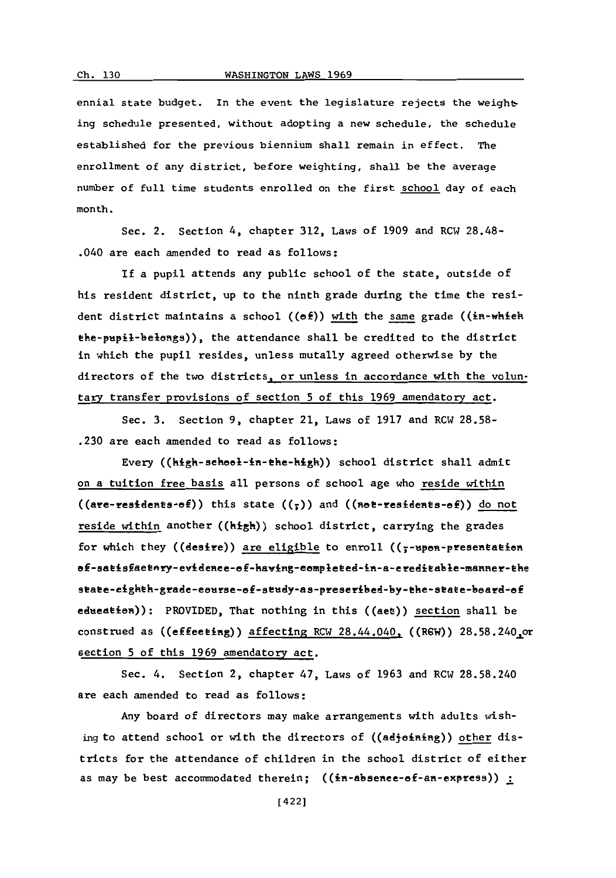ennial state budget. In the event the legislature rejects the weighting schedule presented, without adopting a new schedule, the schedule established for the previous biennium shall remain in effect. The enrollment of any district, before weighting, shall be the average number of full time students enrolled on the first school day of each month.

Sec. 2. Section 4, chapter 312, Laws of 1909 and RCW 28.48-.040 are each amended to read as follows:

If a pupil attends any public school of the state, outside of his resident district, up to the ninth grade during the time the resident district maintains a school ((of)) with the same grade ((in-which the-pupil-belongs)), the attendance shall be credited to the district in which the pupil resides, unless mutally agreed otherwise by the directors of the two districts, or unless in accordance with the voluntary transfer provisions of section 5 of this 1969 amendatory act.

Sec. 3. Section 9, chapter 21, Laws of 1917 and RCW 28.58-.230 are each amended to read as follows:

Every ((high-school-in-the-high)) school district shall admit on a tuition free basis all persons of school age who reside within ((are-residents-of)) this state ((;)) and ((not-residents-of)) do not reside within another ((high)) school district, carrying the grades for which they ((desire)) are eligible to enroll ((;-upon-presentation of-satisfactory-evidence-of-having-completed-in-a-creditable-manner-the state-eighth-grade-course-of-study-as-prescribed-by-the-state-board-of education)): PROVIDED, That nothing in this ((act)) section shall be construed as ((effecting)) affecting RCW 28.44.040, ((RCW)) 28.58.240, or section 5 of this 1969 amendatory act.

Sec. 4. Section 2, chapter 47, Laws of 1963 and RCW 28.58.240 are each amended to read as follows:

Any board of directors may make arrangements with adults wishing to attend school or with the directors of ((adjoining)) other districts for the attendance of children in the school district of either as may be best accommodated therein; ((in-absence-of-an-express)) :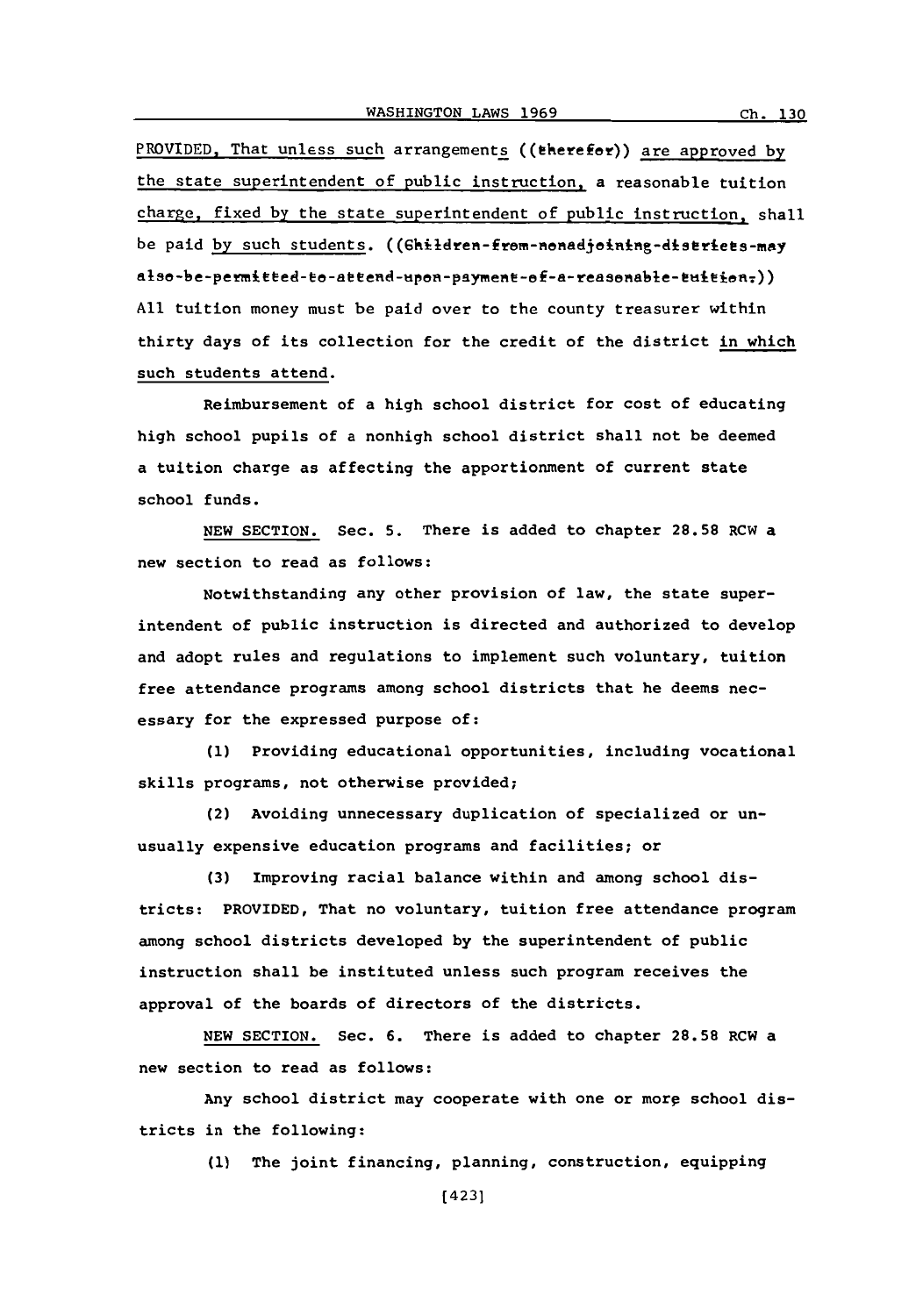PROVIDED, That unless such arrangements ((therefor)) are approved by the state superintendent of public instruction, a reasonable tuition charge, fixed by the state superintendent of public instruction, shall be paid by such students. ((Children-from-nonadjoining-districts-may also-be-permitted-to-attend-upon-payment-of-a-reasonable-tuition.)) All tuition money must be paid over to the county treasurer within thirty days of its collection for the credit of the district in which such students attend.

Reimbursement of a high school district for cost of educating high school pupils of a nonhigh school district shall not be deemed a tuition charge as affecting the apportionment of current state school funds.

NEW SECTION. Sec. 5. There is added to chapter 28.58 RCW a new section to read as follows:

Notwithstanding any other provision of law, the state superintendent of public instruction is directed and authorized to develop and adopt rules and regulations to implement such voluntary, tuition free attendance programs among school districts that he deems necessary for the expressed purpose of:

(1) Providing educational opportunities, including vocational skills programs, not otherwise provided;

(2) Avoiding unnecessary duplication of specialized or unusually expensive education programs and facilities; or

(3) Improving racial balance within and among school districts: PROVIDED, That no voluntary, tuition free attendance program among school districts developed by the superintendent of public instruction shall be instituted unless such program receives the approval of the boards of directors of the districts.

NEW SECTION. Sec. 6. There is added to chapter 28.58 RCW a new section to read as follows:

Any school district may cooperate with one or more school districts in the following:

(1) The joint financing, planning, construction, equipping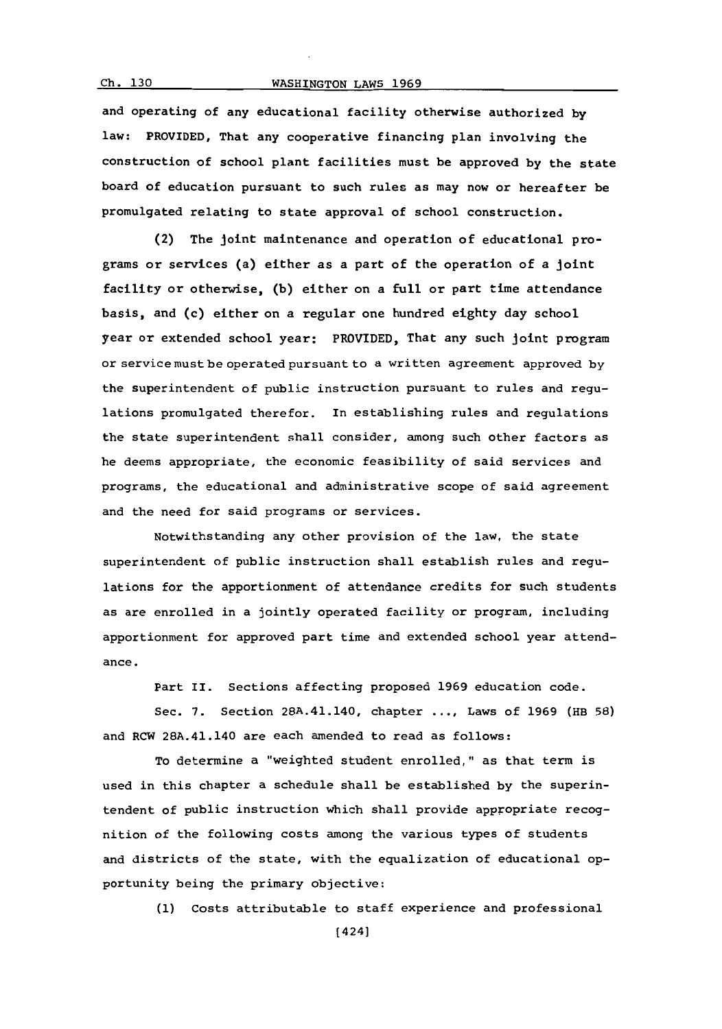and operating of any educational facility otherwise authorized by law: PROVIDED, That any cooperative financing plan involving the construction of school plant facilities must be approved by the state board of education pursuant to such rules as may now or hereafter be promulgated relating to state approval of school construction.

(2) The joint maintenance and operation of educational programs or services (a) either as a part of the operation of a joint facility or otherwise, (b) either on a full or part time attendance basis, and (c) either on a regular one hundred eighty day school year or extended school year: PROVIDED, That any such joint program or service must be operated pursuant to a written agreement approved by the superintendent of public instruction pursuant to rules and regulations promulgated therefor. In establishing rules and regulations the state superintendent shall consider, among such other factors as he deems appropriate, the economic feasibility of said services and programs, the educational and administrative scope of said agreement and the need for said programs or services.

Notwithstanding any other provision of the law, the state superintendent of public instruction shall establish rules and regulations for the apportionment of attendance credits for such students as are enrolled in a jointly operated facility or program, including apportionment for approved part time and extended school year attendance.

Part II. Sections affecting proposed 1969 education code.

Sec. 7. Section 28A.41.140, chapter ..., Laws of 1969 (HB 58) and RCW 28A.41.140 are each amended to read as follows:

To determine a "weighted student enrolled," as that term is used in this chapter a schedule shall be established by the superintendent of public instruction which shall provide appropriate recognition of the following costs among the various types of students and districts of the state, with the equalization of educational opportunity being the primary objective:

(1) Costs attributable to staff experience and professional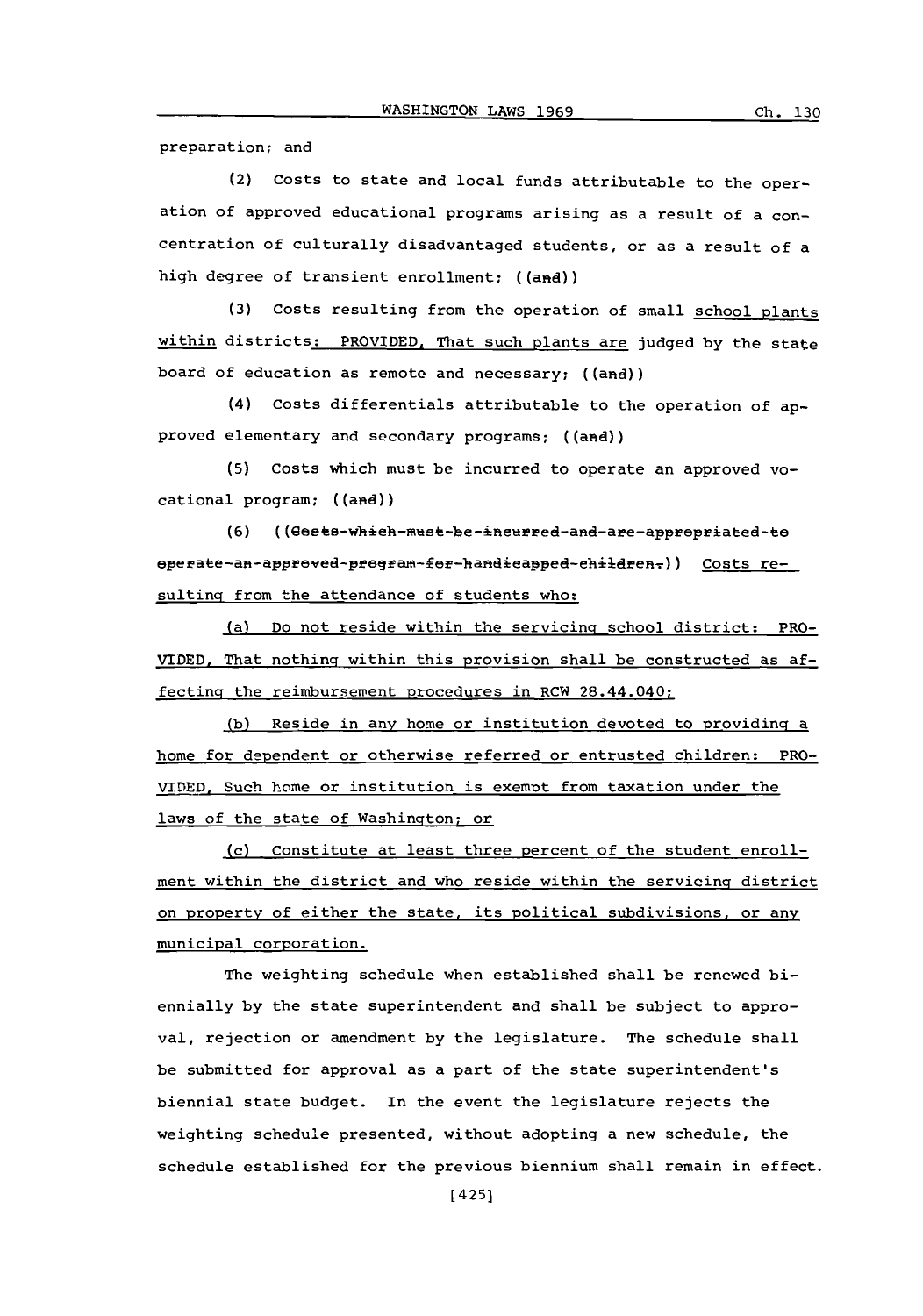preparation; and

(2) Costs to state and local funds attributable to the operation of approved educational programs arising as a result of a concentration of culturally disadvantaged students, or as a result of a high degree of transient enrollment; ((and))

(3) Costs resulting from the operation of small school plants within districts: PROVIDED, That such plants are judged by the state board of education as remote and necessary; ((and))

(4) Costs differentials attributable to the operation of approved elementary and secondary programs; ((and))

(5) Costs which must be incurred to operate an approved vocational program; ((and))

(6) ((~~Costs which must be incurred and are appropriated to operate an approved program for handicapped children.~~)) Costs resulting from the attendance of students who:

(a) Do not reside within the servicing school district: PROVIDED, That nothing within this provision shall be constructed as affecting the reimbursement procedures in RCW 28.44.040;

(b) Reside in any home or institution devoted to providing a home for dependent or otherwise referred or entrusted children: PROVIDED, Such home or institution is exempt from taxation under the laws of the state of Washington; or

(c) Constitute at least three percent of the student enrollment within the district and who reside within the servicing district on property of either the state, its political subdivisions, or any municipal corporation.

The weighting schedule when established shall be renewed biennially by the state superintendent and shall be subject to approval, rejection or amendment by the legislature. The schedule shall be submitted for approval as a part of the state superintendent's biennial state budget. In the event the legislature rejects the weighting schedule presented, without adopting a new schedule, the schedule established for the previous biennium shall remain in effect.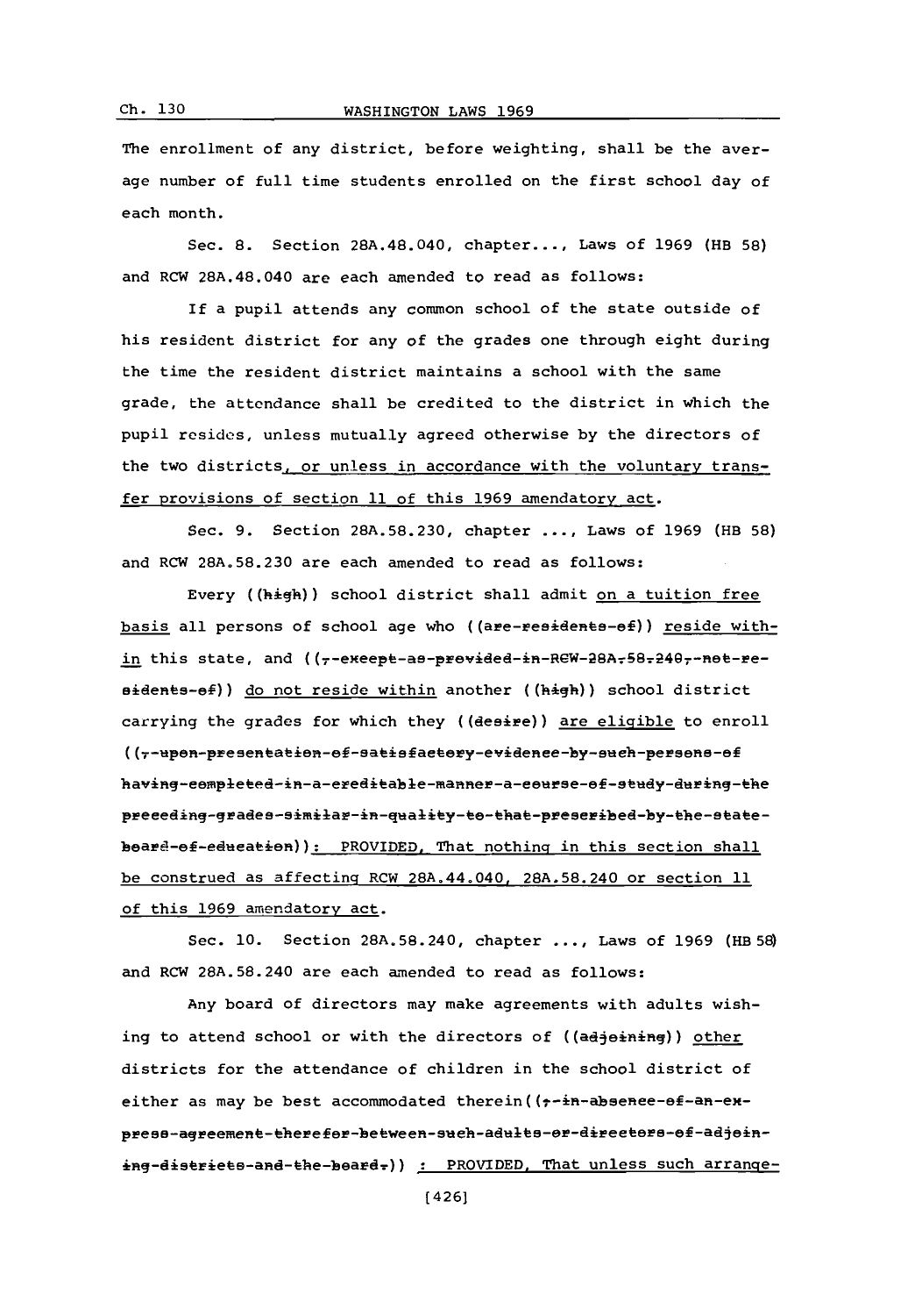The enrollment of any district, before weighting, shall be the average number of full time students enrolled on the first school day of each month.

Sec. 8. Section 28A.48.040, chapter..., Laws of 1969 (HB 58) and RCW 28A.48.040 are each amended to read as follows:

If a pupil attends any common school of the state outside of his resident district for any of the grades one through eight during the time the resident district maintains a school with the same grade, the attendance shall be credited to the district in which the pupil resides, unless mutually agreed otherwise by the directors of the two districts, or unless in accordance with the voluntary transfer provisions of section 11 of this 1969 amendatory act.

Sec. 9. Section 28A.58.230, chapter ..., Laws of 1969 (HB 58) and RCW 28A.58.230 are each amended to read as follows:

Every ((~~high~~)) school district shall admit on a tuition free basis all persons of school age who ((~~are residents of~~)) reside within this state, and ((~~, except as provided in RCW 28A.58.240, not residents of~~)) do not reside within another ((~~high~~)) school district carrying the grades for which they ((~~desire~~)) are eligible to enroll ((~~, upon presentation of satisfactory evidence by such persons of having completed in a creditable manner a course of study during the preceding grades similar in quality to that prescribed by the state board of education~~)): PROVIDED, That nothing in this section shall be construed as affecting RCW 28A.44.040, 28A.58.240 or section 11 of this 1969 amendatory act.

Sec. 10. Section 28A.58.240, chapter ..., Laws of 1969 (HB 58) and RCW 28A.58.240 are each amended to read as follows:

Any board of directors may make agreements with adults wishing to attend school or with the directors of ((~~adjoining~~)) other districts for the attendance of children in the school district of either as may be best accommodated therein((~~, in absence of an express agreement therefor between such adults or directors of adjoining districts and the board.~~)) : PROVIDED, That unless such arrange-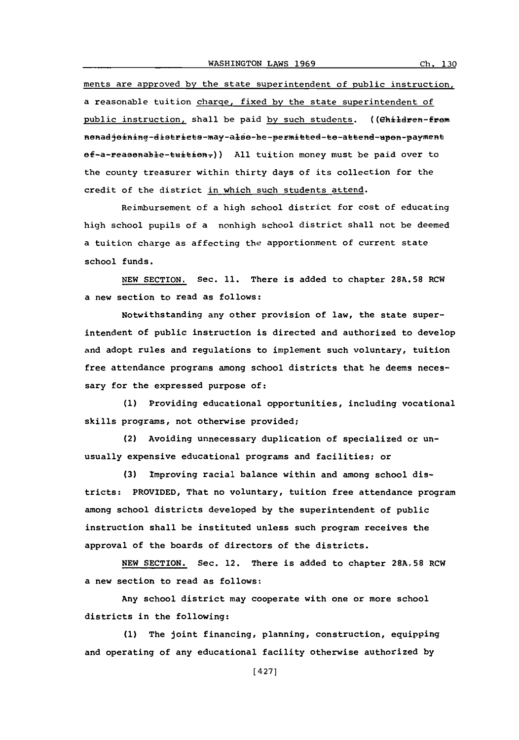ments are approved by the state superintendent of public instruction, a reasonable tuition charge, fixed by the state superintendent of public instruction, shall be paid by such students. ((~~Children from nonadjoining districts may also be permitted to attend upon payment of a reasonable tuition.~~)) All tuition money must be paid over to the county treasurer within thirty days of its collection for the credit of the district in which such students attend.

Reimbursement of a high school district for cost of educating high school pupils of a nonhigh school district shall not be deemed a tuition charge as affecting the apportionment of current state school funds.

NEW SECTION. Sec. 11. There is added to chapter 28A.58 RCW a new section to read as follows:

Notwithstanding any other provision of law, the state superintendent of public instruction is directed and authorized to develop and adopt rules and regulations to implement such voluntary, tuition free attendance programs among school districts that he deems necessary for the expressed purpose of:

(1) Providing educational opportunities, including vocational skills programs, not otherwise provided;

(2) Avoiding unnecessary duplication of specialized or unusually expensive educational programs and facilities; or

(3) Improving racial balance within and among school districts: PROVIDED, That no voluntary, tuition free attendance program among school districts developed by the superintendent of public instruction shall be instituted unless such program receives the approval of the boards of directors of the districts.

NEW SECTION. Sec. 12. There is added to chapter 28A.58 RCW a new section to read as follows:

Any school district may cooperate with one or more school districts in the following:

(1) The joint financing, planning, construction, equipping and operating of any educational facility otherwise authorized by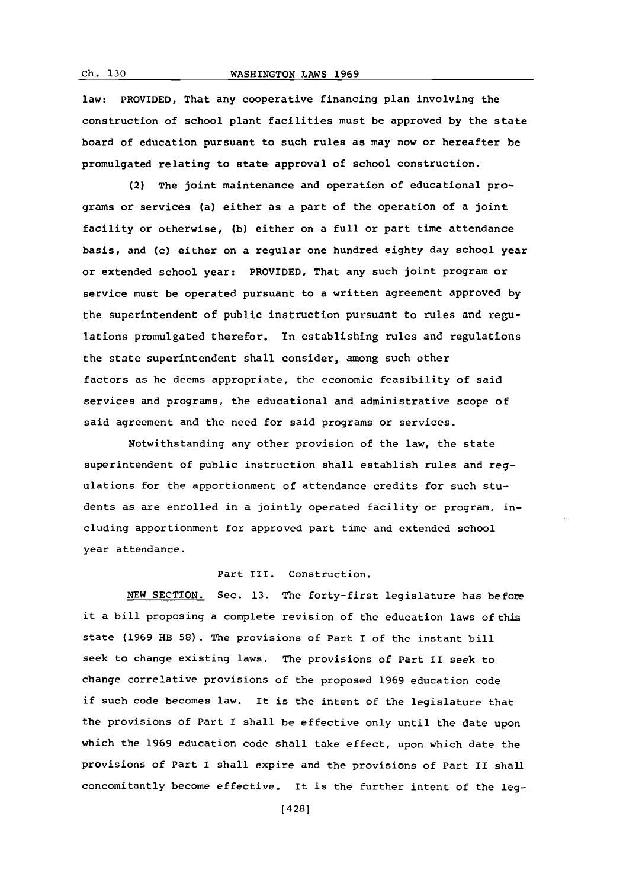law: PROVIDED, That any cooperative financing plan involving the construction of school plant facilities must be approved by the state board of education pursuant to such rules as may now or hereafter be promulgated relating to state approval of school construction.

(2) The joint maintenance and operation of educational programs or services (a) either as a part of the operation of a joint facility or otherwise, (b) either on a full or part time attendance basis, and (c) either on a regular one hundred eighty day school year or extended school year: PROVIDED, That any such joint program or service must be operated pursuant to a written agreement approved by the superintendent of public instruction pursuant to rules and regulations promulgated therefor. In establishing rules and regulations the state superintendent shall consider, among such other factors as he deems appropriate, the economic feasibility of said services and programs, the educational and administrative scope of said agreement and the need for said programs or services.

Notwithstanding any other provision of the law, the state superintendent of public instruction shall establish rules and regulations for the apportionment of attendance credits for such students as are enrolled in a jointly operated facility or program, including apportionment for approved part time and extended school year attendance.

Part III. Construction.

NEW SECTION. Sec. 13. The forty-first legislature has before it a bill proposing a complete revision of the education laws of this state (1969 HB 58). The provisions of Part I of the instant bill seek to change existing laws. The provisions of Part II seek to change correlative provisions of the proposed 1969 education code if such code becomes law. It is the intent of the legislature that the provisions of Part I shall be effective only until the date upon which the 1969 education code shall take effect, upon which date the provisions of Part I shall expire and the provisions of Part II shall concomitantly become effective. It is the further intent of the leg-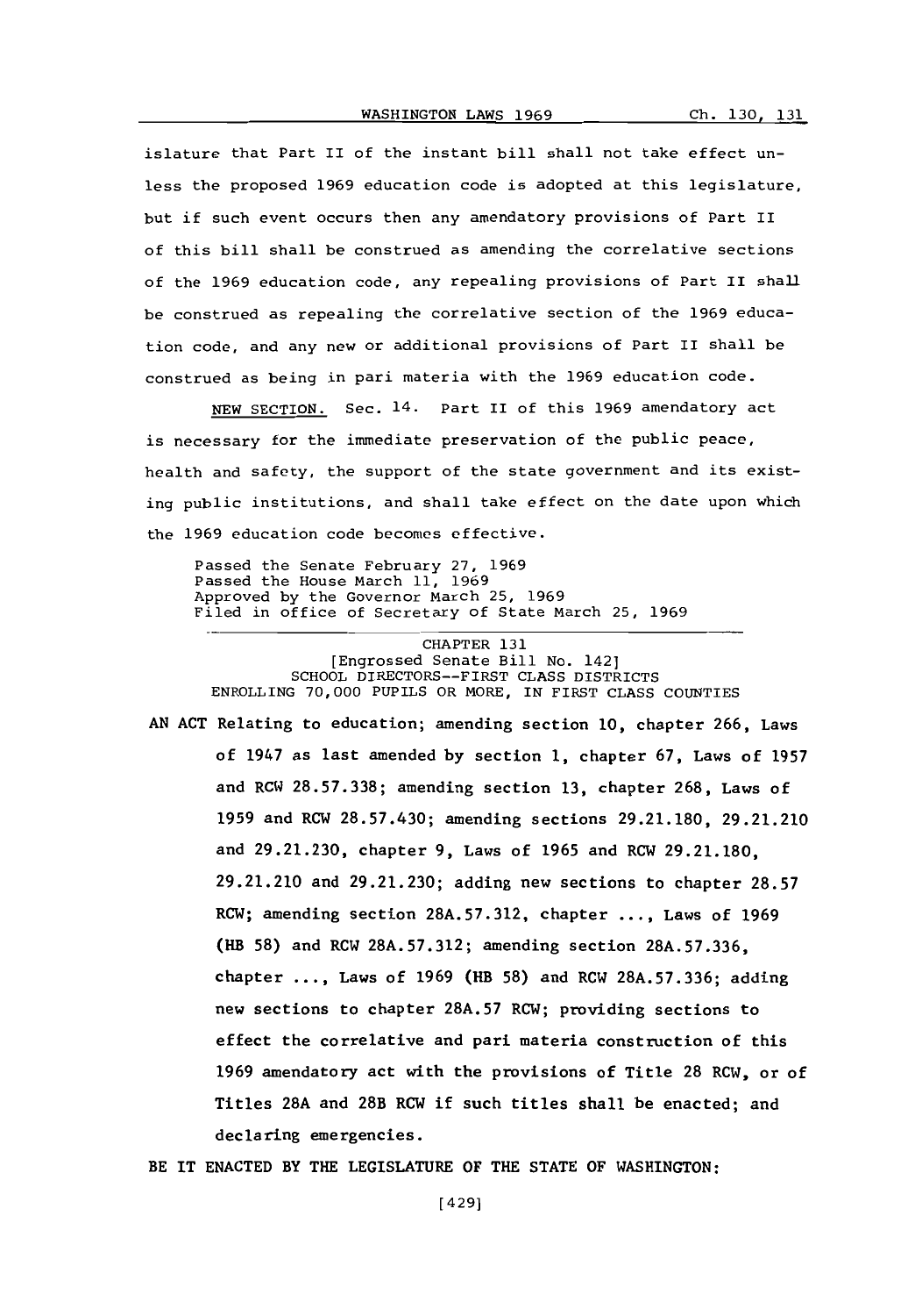islature that Part II of the instant bill shall not take effect unless the proposed 1969 education code is adopted at this legislature, but if such event occurs then any amendatory provisions of Part II of this bill shall be construed as amending the correlative sections of the 1969 education code, any repealing provisions of Part II shall be construed as repealing the correlative section of the 1969 education code, and any new or additional provisions of Part II shall be construed as being in pari materia with the 1969 education code.

NEW SECTION. Sec. 14. Part II of this 1969 amendatory act is necessary for the immediate preservation of the public peace, health and safety, the support of the state government and its existing public institutions, and shall take effect on the date upon which the 1969 education code becomes effective.

Passed the Senate February 27, 1969
Passed the House March 11, 1969
Approved by the Governor March 25, 1969
Filed in office of Secretary of State March 25, 1969

CHAPTER 131
[Engrossed Senate Bill No. 142]
SCHOOL DIRECTORS--FIRST CLASS DISTRICTS
ENROLLING 70,000 PUPILS OR MORE, IN FIRST CLASS COUNTIES

AN ACT Relating to education; amending section 10, chapter 266, Laws of 1947 as last amended by section 1, chapter 67, Laws of 1957 and RCW 28.57.338; amending section 13, chapter 268, Laws of 1959 and RCW 28.57.430; amending sections 29.21.180, 29.21.210 and 29.21.230, chapter 9, Laws of 1965 and RCW 29.21.180, 29.21.210 and 29.21.230; adding new sections to chapter 28.57 RCW; amending section 28A.57.312, chapter ..., Laws of 1969 (HB 58) and RCW 28A.57.312; amending section 28A.57.336, chapter ..., Laws of 1969 (HB 58) and RCW 28A.57.336; adding new sections to chapter 28A.57 RCW; providing sections to effect the correlative and pari materia construction of this 1969 amendatory act with the provisions of Title 28 RCW, or of Titles 28A and 28B RCW if such titles shall be enacted; and declaring emergencies.

BE IT ENACTED BY THE LEGISLATURE OF THE STATE OF WASHINGTON: